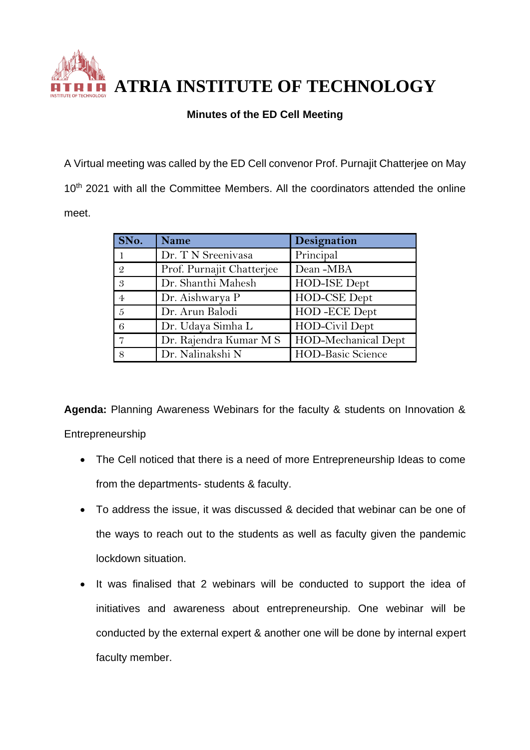# ATRIA INSTITUTE OF TECHNOLOGY

### Minutes of the ED Cell Meeting

A Virtual meeting was called by the ED Cell convenor Prof. Purnajit Chatterjee on May 10th 2021 with all the Committee Members. All the coordinators attended the online meet.

| SNo. | Name | Designation |
|---|---|---|
| 1 | Dr. T N Sreenivasa | Principal |
| 2 | Prof. Purnajit Chatterjee | Dean -MBA |
| 3 | Dr. Shanthi Mahesh | HOD-ISE Dept |
| 4 | Dr. Aishwarya P | HOD-CSE Dept |
| 5 | Dr. Arun Balodi | HOD -ECE Dept |
| 6 | Dr. Udaya Simha L | HOD-Civil Dept |
| 7 | Dr. Rajendra Kumar M S | HOD-Mechanical Dept |
| 8 | Dr. Nalinakshi N | HOD-Basic Science |

**Agenda:** Planning Awareness Webinars for the faculty & students on Innovation & Entrepreneurship

- The Cell noticed that there is a need of more Entrepreneurship Ideas to come from the departments- students & faculty.
- To address the issue, it was discussed & decided that webinar can be one of the ways to reach out to the students as well as faculty given the pandemic lockdown situation.
- It was finalised that 2 webinars will be conducted to support the idea of initiatives and awareness about entrepreneurship. One webinar will be conducted by the external expert & another one will be done by internal expert faculty member.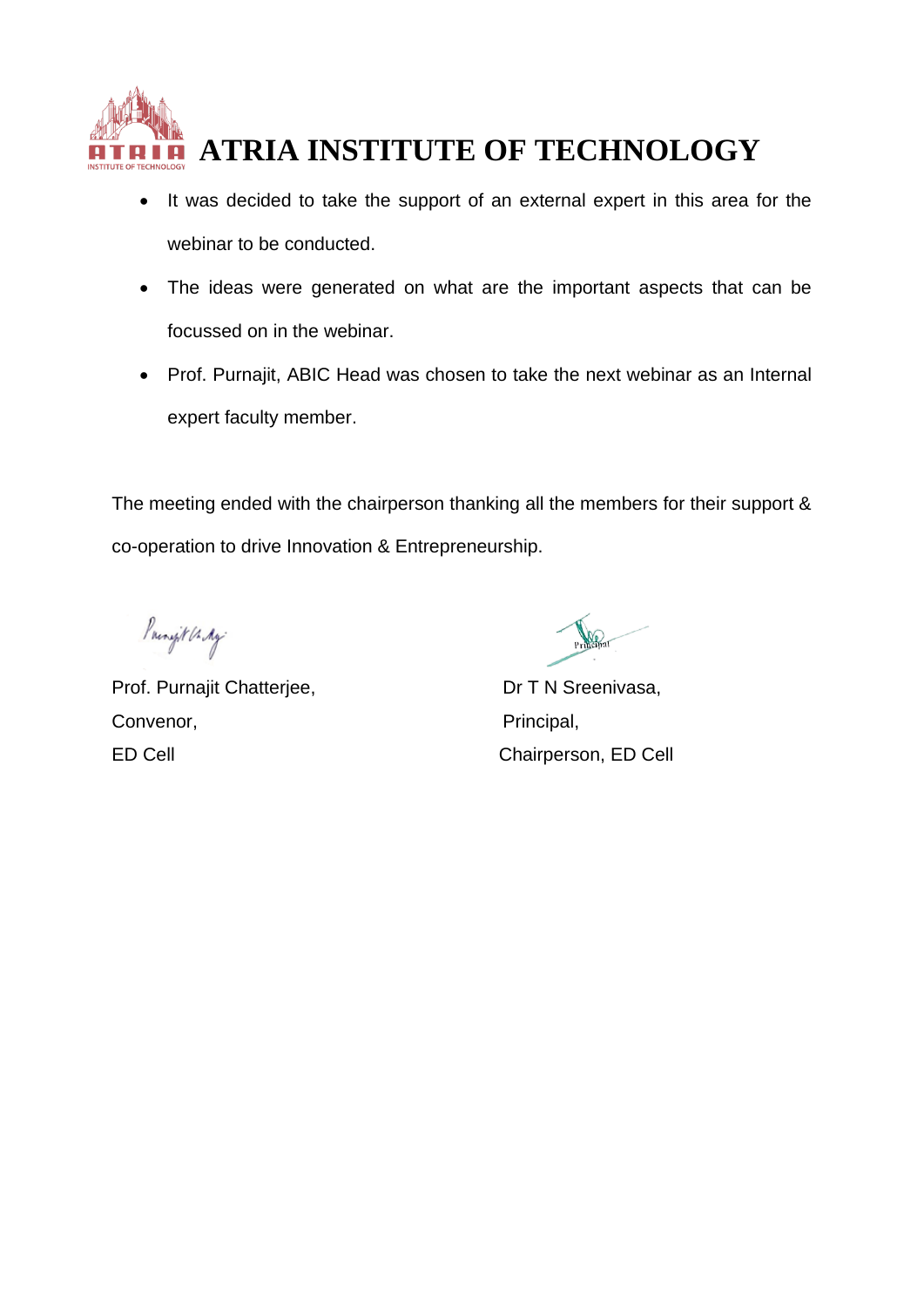# ATRIA INSTITUTE OF TECHNOLOGY

- It was decided to take the support of an external expert in this area for the webinar to be conducted.
- The ideas were generated on what are the important aspects that can be focussed on in the webinar.
- Prof. Purnajit, ABIC Head was chosen to take the next webinar as an Internal expert faculty member.

The meeting ended with the chairperson thanking all the members for their support & co-operation to drive Innovation & Entrepreneurship.

Prof. Purnajit Chatterjee,
Convenor,
ED Cell

Dr T N Sreenivasa,
Principal,
Chairperson, ED Cell